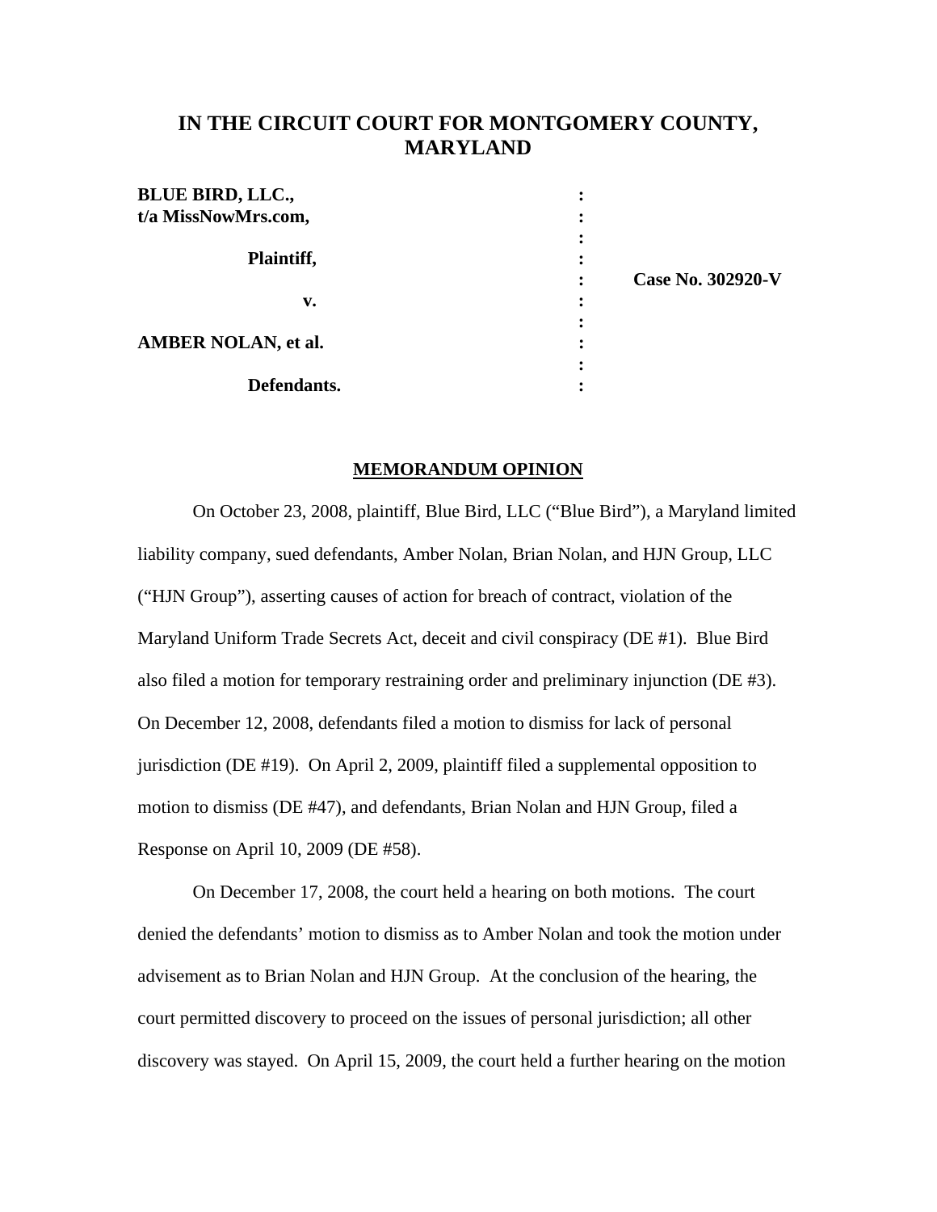# IN THE CIRCUIT COURT FOR MONTGOMERY COUNTY, MARYLAND

| | | |
|---|---|---|
| **BLUE BIRD, LLC.,** | : | |
| **t/a MissNowMrs.com,** | : | |
| | : | |
| **Plaintiff,** | : | |
| | : | **Case No. 302920-V** |
| **v.** | : | |
| | : | |
| **AMBER NOLAN, et al.** | : | |
| | : | |
| **Defendants.** | : | |

## MEMORANDUM OPINION

On October 23, 2008, plaintiff, Blue Bird, LLC ("Blue Bird"), a Maryland limited liability company, sued defendants, Amber Nolan, Brian Nolan, and HJN Group, LLC ("HJN Group"), asserting causes of action for breach of contract, violation of the Maryland Uniform Trade Secrets Act, deceit and civil conspiracy (DE #1). Blue Bird also filed a motion for temporary restraining order and preliminary injunction (DE #3). On December 12, 2008, defendants filed a motion to dismiss for lack of personal jurisdiction (DE #19). On April 2, 2009, plaintiff filed a supplemental opposition to motion to dismiss (DE #47), and defendants, Brian Nolan and HJN Group, filed a Response on April 10, 2009 (DE #58).

On December 17, 2008, the court held a hearing on both motions. The court denied the defendants' motion to dismiss as to Amber Nolan and took the motion under advisement as to Brian Nolan and HJN Group. At the conclusion of the hearing, the court permitted discovery to proceed on the issues of personal jurisdiction; all other discovery was stayed. On April 15, 2009, the court held a further hearing on the motion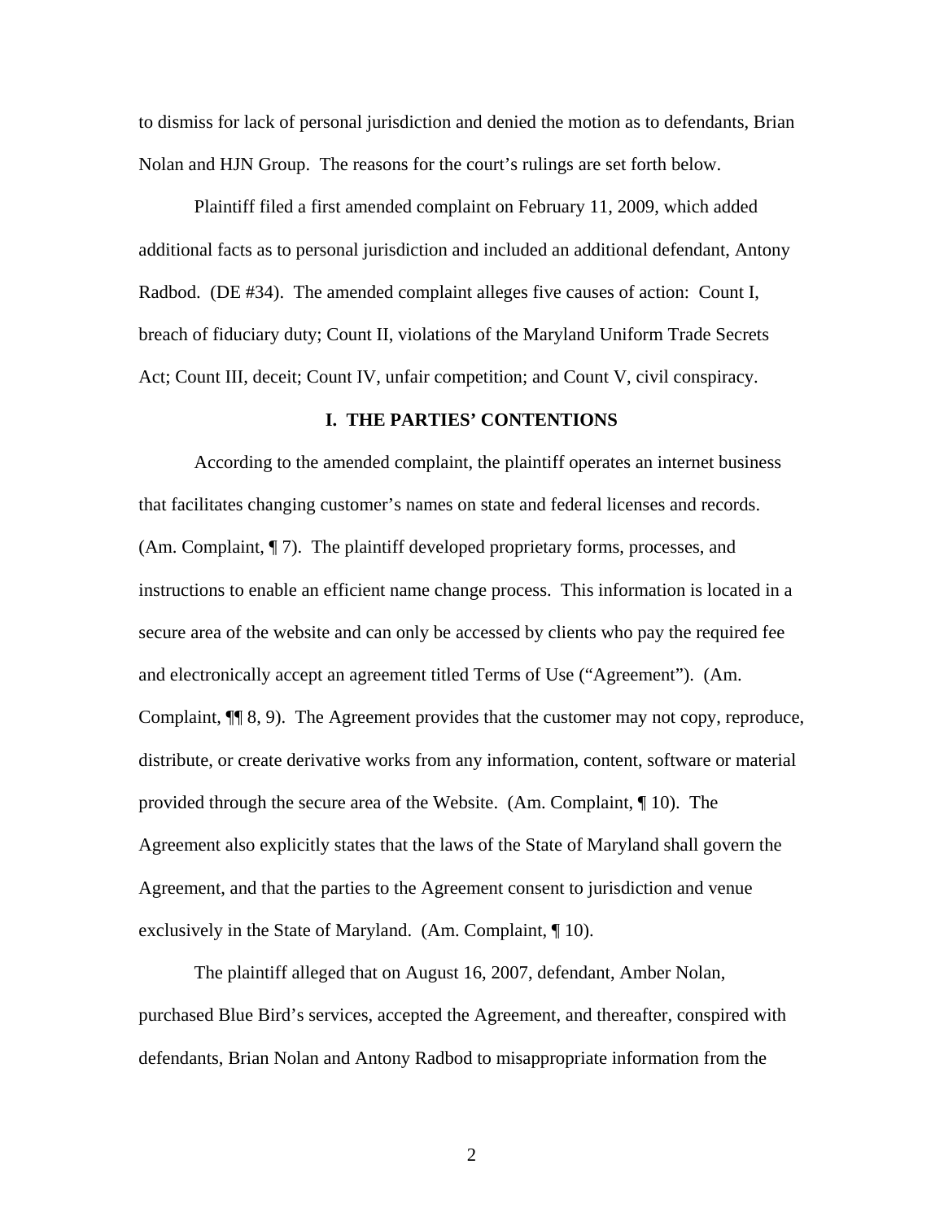to dismiss for lack of personal jurisdiction and denied the motion as to defendants, Brian Nolan and HJN Group. The reasons for the court's rulings are set forth below.

Plaintiff filed a first amended complaint on February 11, 2009, which added additional facts as to personal jurisdiction and included an additional defendant, Antony Radbod. (DE #34). The amended complaint alleges five causes of action: Count I, breach of fiduciary duty; Count II, violations of the Maryland Uniform Trade Secrets Act; Count III, deceit; Count IV, unfair competition; and Count V, civil conspiracy.

## I. THE PARTIES' CONTENTIONS

According to the amended complaint, the plaintiff operates an internet business that facilitates changing customer's names on state and federal licenses and records. (Am. Complaint, ¶ 7). The plaintiff developed proprietary forms, processes, and instructions to enable an efficient name change process. This information is located in a secure area of the website and can only be accessed by clients who pay the required fee and electronically accept an agreement titled Terms of Use ("Agreement"). (Am. Complaint, ¶¶ 8, 9). The Agreement provides that the customer may not copy, reproduce, distribute, or create derivative works from any information, content, software or material provided through the secure area of the Website. (Am. Complaint, ¶ 10). The Agreement also explicitly states that the laws of the State of Maryland shall govern the Agreement, and that the parties to the Agreement consent to jurisdiction and venue exclusively in the State of Maryland. (Am. Complaint, ¶ 10).

The plaintiff alleged that on August 16, 2007, defendant, Amber Nolan, purchased Blue Bird's services, accepted the Agreement, and thereafter, conspired with defendants, Brian Nolan and Antony Radbod to misappropriate information from the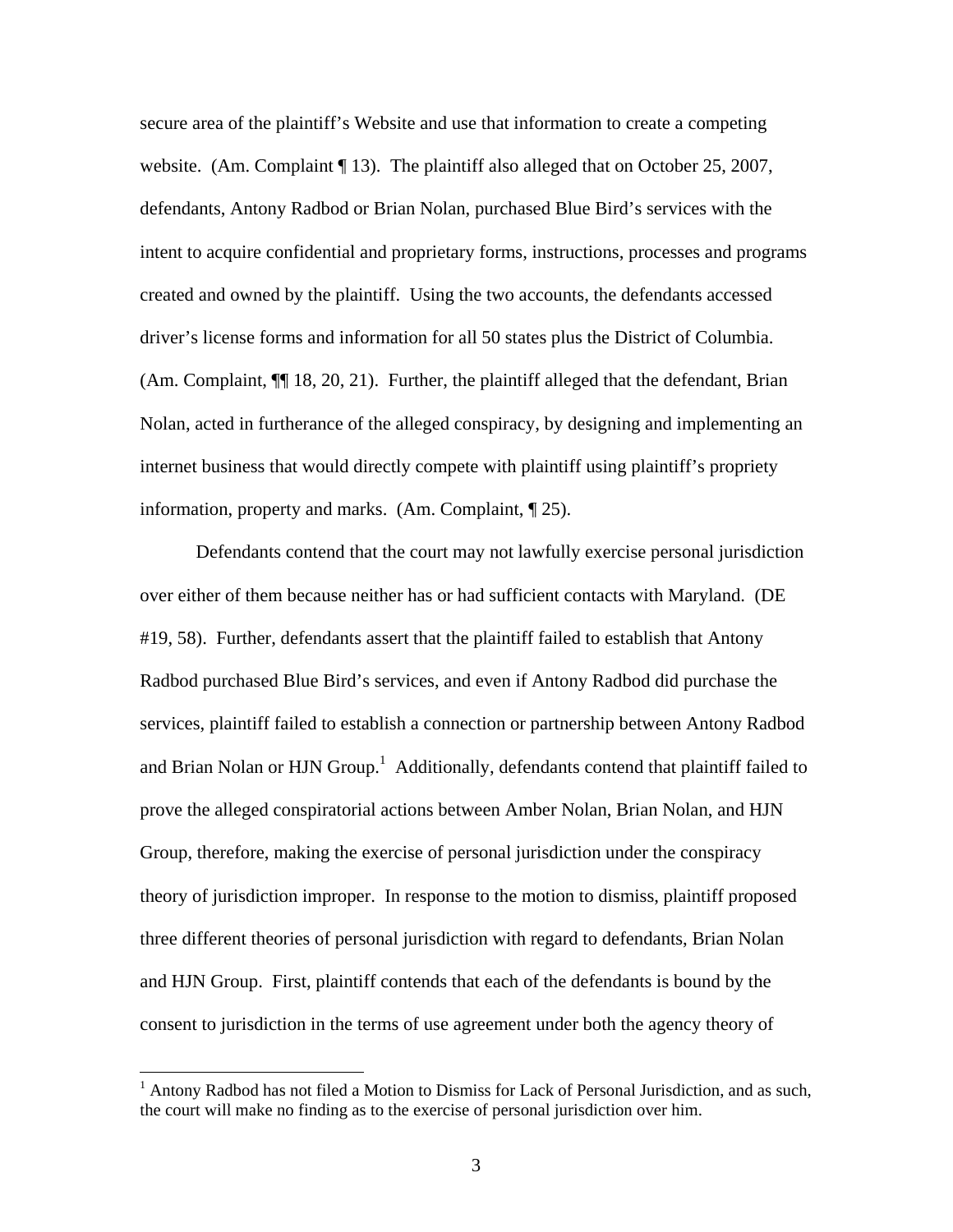secure area of the plaintiff's Website and use that information to create a competing website. (Am. Complaint ¶ 13). The plaintiff also alleged that on October 25, 2007, defendants, Antony Radbod or Brian Nolan, purchased Blue Bird's services with the intent to acquire confidential and proprietary forms, instructions, processes and programs created and owned by the plaintiff. Using the two accounts, the defendants accessed driver's license forms and information for all 50 states plus the District of Columbia. (Am. Complaint, ¶¶ 18, 20, 21). Further, the plaintiff alleged that the defendant, Brian Nolan, acted in furtherance of the alleged conspiracy, by designing and implementing an internet business that would directly compete with plaintiff using plaintiff's propriety information, property and marks. (Am. Complaint, ¶ 25).

Defendants contend that the court may not lawfully exercise personal jurisdiction over either of them because neither has or had sufficient contacts with Maryland. (DE #19, 58). Further, defendants assert that the plaintiff failed to establish that Antony Radbod purchased Blue Bird's services, and even if Antony Radbod did purchase the services, plaintiff failed to establish a connection or partnership between Antony Radbod and Brian Nolan or HJN Group.[1] Additionally, defendants contend that plaintiff failed to prove the alleged conspiratorial actions between Amber Nolan, Brian Nolan, and HJN Group, therefore, making the exercise of personal jurisdiction under the conspiracy theory of jurisdiction improper. In response to the motion to dismiss, plaintiff proposed three different theories of personal jurisdiction with regard to defendants, Brian Nolan and HJN Group. First, plaintiff contends that each of the defendants is bound by the consent to jurisdiction in the terms of use agreement under both the agency theory of

[1] Antony Radbod has not filed a Motion to Dismiss for Lack of Personal Jurisdiction, and as such, the court will make no finding as to the exercise of personal jurisdiction over him.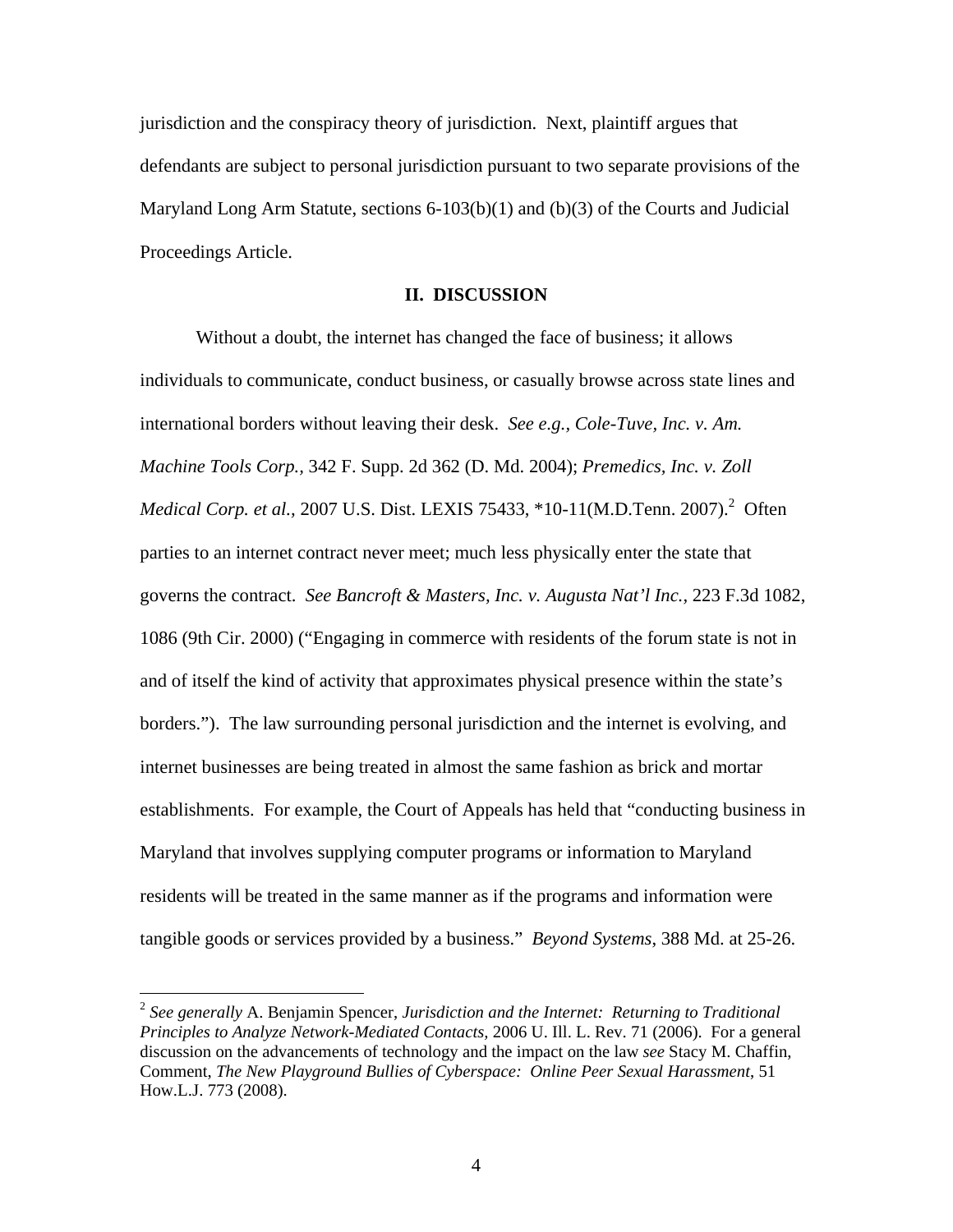jurisdiction and the conspiracy theory of jurisdiction. Next, plaintiff argues that defendants are subject to personal jurisdiction pursuant to two separate provisions of the Maryland Long Arm Statute, sections 6-103(b)(1) and (b)(3) of the Courts and Judicial Proceedings Article.

## II. DISCUSSION

Without a doubt, the internet has changed the face of business; it allows individuals to communicate, conduct business, or casually browse across state lines and international borders without leaving their desk. *See e.g., Cole-Tuve, Inc. v. Am. Machine Tools Corp.,* 342 F. Supp. 2d 362 (D. Md. 2004); *Premedics, Inc. v. Zoll Medical Corp. et al.,* 2007 U.S. Dist. LEXIS 75433, *10-11(M.D.Tenn. 2007).[2] Often parties to an internet contract never meet; much less physically enter the state that governs the contract. *See Bancroft & Masters, Inc. v. Augusta Nat'l Inc.,* 223 F.3d 1082, 1086 (9th Cir. 2000) ("Engaging in commerce with residents of the forum state is not in and of itself the kind of activity that approximates physical presence within the state's borders."). The law surrounding personal jurisdiction and the internet is evolving, and internet businesses are being treated in almost the same fashion as brick and mortar establishments. For example, the Court of Appeals has held that "conducting business in Maryland that involves supplying computer programs or information to Maryland residents will be treated in the same manner as if the programs and information were tangible goods or services provided by a business." *Beyond Systems*, 388 Md. at 25-26.

---

[2] *See generally* A. Benjamin Spencer, *Jurisdiction and the Internet: Returning to Traditional Principles to Analyze Network-Mediated Contacts,* 2006 U. Ill. L. Rev. 71 (2006). For a general discussion on the advancements of technology and the impact on the law *see* Stacy M. Chaffin, Comment, *The New Playground Bullies of Cyberspace: Online Peer Sexual Harassment*, 51 How.L.J. 773 (2008).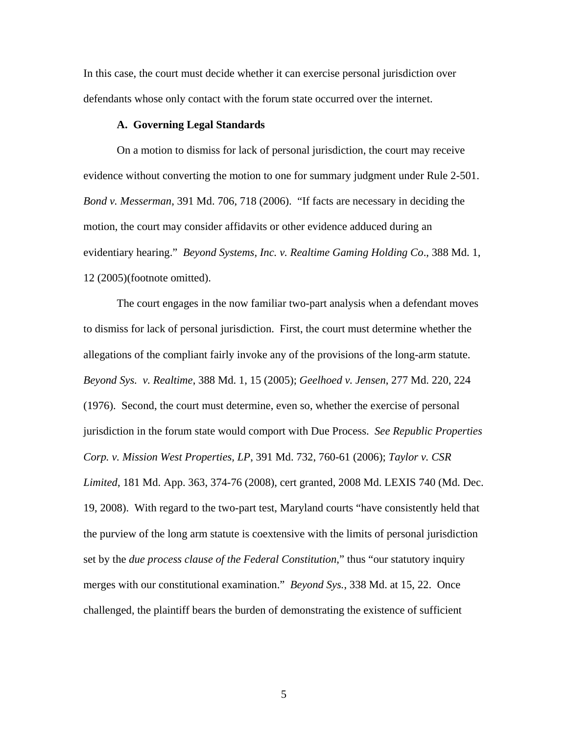In this case, the court must decide whether it can exercise personal jurisdiction over defendants whose only contact with the forum state occurred over the internet.

**A. Governing Legal Standards**

On a motion to dismiss for lack of personal jurisdiction, the court may receive evidence without converting the motion to one for summary judgment under Rule 2-501. *Bond v. Messerman*, 391 Md. 706, 718 (2006). "If facts are necessary in deciding the motion, the court may consider affidavits or other evidence adduced during an evidentiary hearing." *Beyond Systems, Inc. v. Realtime Gaming Holding Co*., 388 Md. 1, 12 (2005)(footnote omitted).

The court engages in the now familiar two-part analysis when a defendant moves to dismiss for lack of personal jurisdiction. First, the court must determine whether the allegations of the compliant fairly invoke any of the provisions of the long-arm statute. *Beyond Sys. v. Realtime*, 388 Md. 1, 15 (2005); *Geelhoed v. Jensen*, 277 Md. 220, 224 (1976). Second, the court must determine, even so, whether the exercise of personal jurisdiction in the forum state would comport with Due Process. *See Republic Properties Corp. v. Mission West Properties, LP*, 391 Md. 732, 760-61 (2006); *Taylor v. CSR Limited*, 181 Md. App. 363, 374-76 (2008), cert granted, 2008 Md. LEXIS 740 (Md. Dec. 19, 2008). With regard to the two-part test, Maryland courts "have consistently held that the purview of the long arm statute is coextensive with the limits of personal jurisdiction set by the *due process clause of the Federal Constitution*," thus "our statutory inquiry merges with our constitutional examination." *Beyond Sys.*, 338 Md. at 15, 22. Once challenged, the plaintiff bears the burden of demonstrating the existence of sufficient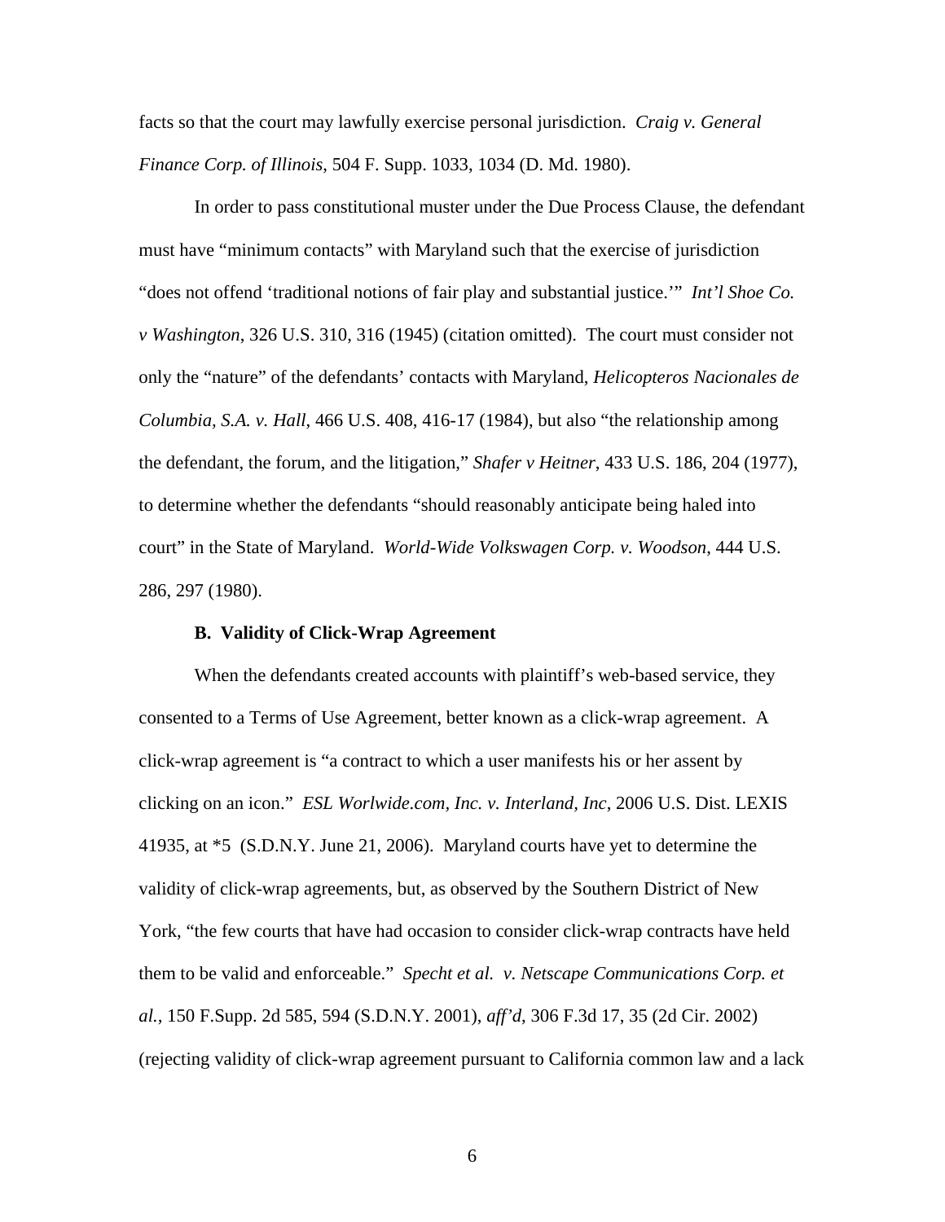facts so that the court may lawfully exercise personal jurisdiction. *Craig v. General Finance Corp. of Illinois*, 504 F. Supp. 1033, 1034 (D. Md. 1980).

In order to pass constitutional muster under the Due Process Clause, the defendant must have "minimum contacts" with Maryland such that the exercise of jurisdiction "does not offend 'traditional notions of fair play and substantial justice.'" *Int'l Shoe Co. v Washington*, 326 U.S. 310, 316 (1945) (citation omitted). The court must consider not only the "nature" of the defendants' contacts with Maryland, *Helicopteros Nacionales de Columbia, S.A. v. Hall*, 466 U.S. 408, 416-17 (1984), but also "the relationship among the defendant, the forum, and the litigation," *Shafer v Heitner*, 433 U.S. 186, 204 (1977), to determine whether the defendants "should reasonably anticipate being haled into court" in the State of Maryland. *World-Wide Volkswagen Corp. v. Woodson*, 444 U.S. 286, 297 (1980).

**B. Validity of Click-Wrap Agreement**

When the defendants created accounts with plaintiff's web-based service, they consented to a Terms of Use Agreement, better known as a click-wrap agreement. A click-wrap agreement is "a contract to which a user manifests his or her assent by clicking on an icon." *ESL Worlwide.com, Inc. v. Interland, Inc*, 2006 U.S. Dist. LEXIS 41935, at *5 (S.D.N.Y. June 21, 2006). Maryland courts have yet to determine the validity of click-wrap agreements, but, as observed by the Southern District of New York, "the few courts that have had occasion to consider click-wrap contracts have held them to be valid and enforceable." *Specht et al. v. Netscape Communications Corp. et al.*, 150 F.Supp. 2d 585, 594 (S.D.N.Y. 2001), *aff'd*, 306 F.3d 17, 35 (2d Cir. 2002) (rejecting validity of click-wrap agreement pursuant to California common law and a lack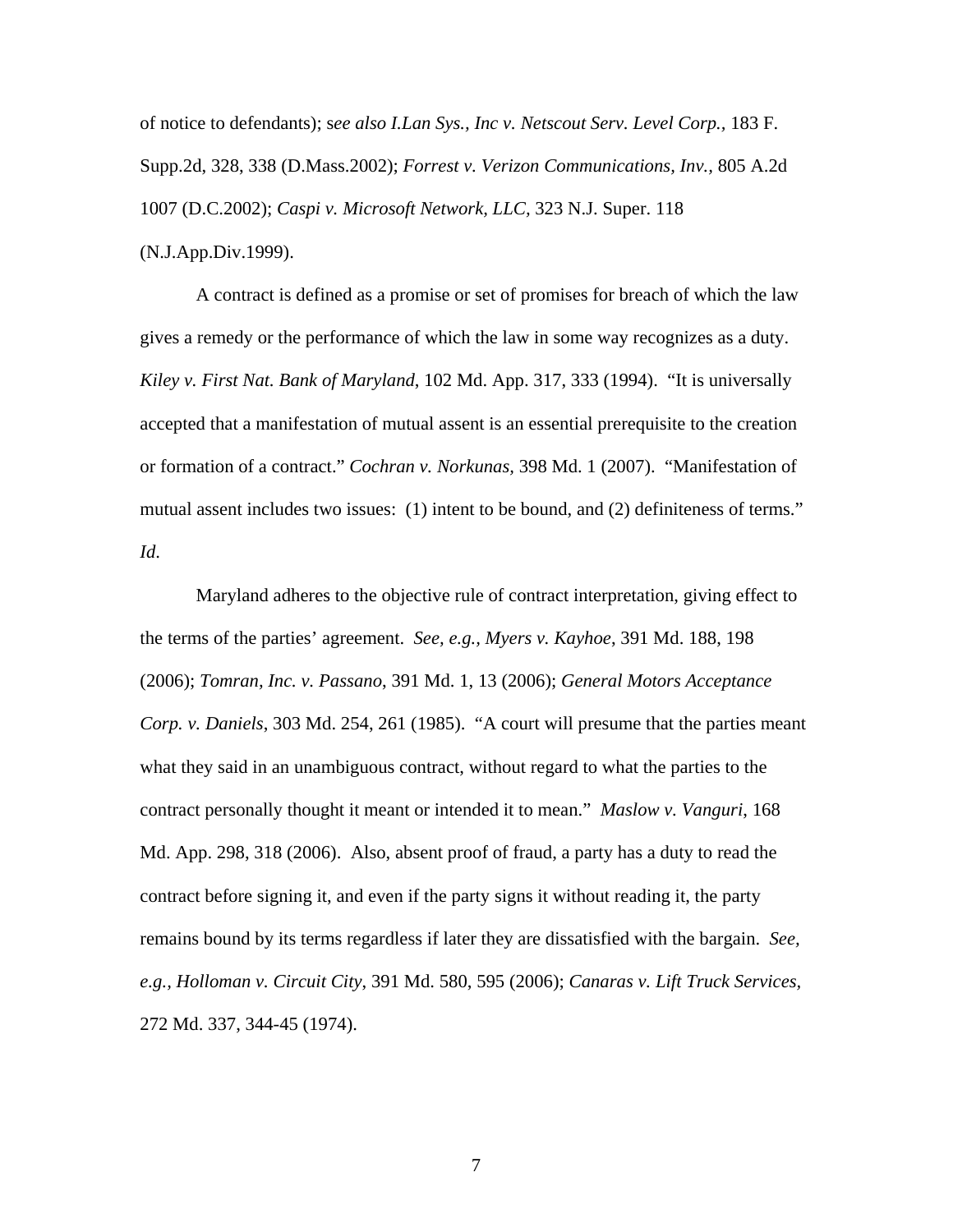of notice to defendants); s*ee also I.Lan Sys., Inc v. Netscout Serv. Level Corp.*, 183 F. Supp.2d, 328, 338 (D.Mass.2002); *Forrest v. Verizon Communications, Inv.*, 805 A.2d 1007 (D.C.2002); *Caspi v. Microsoft Network, LLC*, 323 N.J. Super. 118 (N.J.App.Div.1999).

A contract is defined as a promise or set of promises for breach of which the law gives a remedy or the performance of which the law in some way recognizes as a duty. *Kiley v. First Nat. Bank of Maryland*, 102 Md. App. 317, 333 (1994). "It is universally accepted that a manifestation of mutual assent is an essential prerequisite to the creation or formation of a contract." *Cochran v. Norkunas,* 398 Md. 1 (2007). "Manifestation of mutual assent includes two issues: (1) intent to be bound, and (2) definiteness of terms." *Id*.

Maryland adheres to the objective rule of contract interpretation, giving effect to the terms of the parties' agreement. *See, e.g., Myers v. Kayhoe*, 391 Md. 188, 198 (2006); *Tomran, Inc. v. Passano*, 391 Md. 1, 13 (2006); *General Motors Acceptance Corp. v. Daniels*, 303 Md. 254, 261 (1985). "A court will presume that the parties meant what they said in an unambiguous contract, without regard to what the parties to the contract personally thought it meant or intended it to mean." *Maslow v. Vanguri*, 168 Md. App. 298, 318 (2006). Also, absent proof of fraud, a party has a duty to read the contract before signing it, and even if the party signs it without reading it, the party remains bound by its terms regardless if later they are dissatisfied with the bargain. *See, e.g., Holloman v. Circuit City*, 391 Md. 580, 595 (2006); *Canaras v. Lift Truck Services*, 272 Md. 337, 344-45 (1974).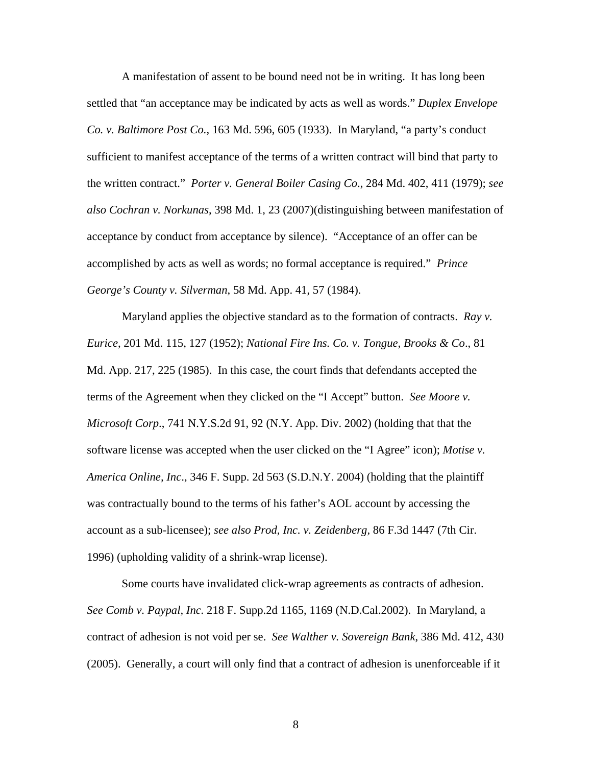A manifestation of assent to be bound need not be in writing. It has long been settled that "an acceptance may be indicated by acts as well as words." *Duplex Envelope Co. v. Baltimore Post Co.*, 163 Md. 596, 605 (1933). In Maryland, "a party's conduct sufficient to manifest acceptance of the terms of a written contract will bind that party to the written contract." *Porter v. General Boiler Casing Co*., 284 Md. 402, 411 (1979); *see also Cochran v. Norkunas*, 398 Md. 1, 23 (2007)(distinguishing between manifestation of acceptance by conduct from acceptance by silence). "Acceptance of an offer can be accomplished by acts as well as words; no formal acceptance is required." *Prince George's County v. Silverman*, 58 Md. App. 41, 57 (1984).

Maryland applies the objective standard as to the formation of contracts. *Ray v. Eurice*, 201 Md. 115, 127 (1952); *National Fire Ins. Co. v. Tongue, Brooks & Co*., 81 Md. App. 217, 225 (1985). In this case, the court finds that defendants accepted the terms of the Agreement when they clicked on the "I Accept" button. *See Moore v. Microsoft Corp*., 741 N.Y.S.2d 91, 92 (N.Y. App. Div. 2002) (holding that that the software license was accepted when the user clicked on the "I Agree" icon); *Motise v. America Online, Inc*., 346 F. Supp. 2d 563 (S.D.N.Y. 2004) (holding that the plaintiff was contractually bound to the terms of his father's AOL account by accessing the account as a sub-licensee); *see also Prod, Inc. v. Zeidenberg*, 86 F.3d 1447 (7th Cir. 1996) (upholding validity of a shrink-wrap license).

Some courts have invalidated click-wrap agreements as contracts of adhesion. *See Comb v. Paypal, Inc.* 218 F. Supp.2d 1165, 1169 (N.D.Cal.2002). In Maryland, a contract of adhesion is not void per se. *See Walther v. Sovereign Bank*, 386 Md. 412, 430 (2005). Generally, a court will only find that a contract of adhesion is unenforceable if it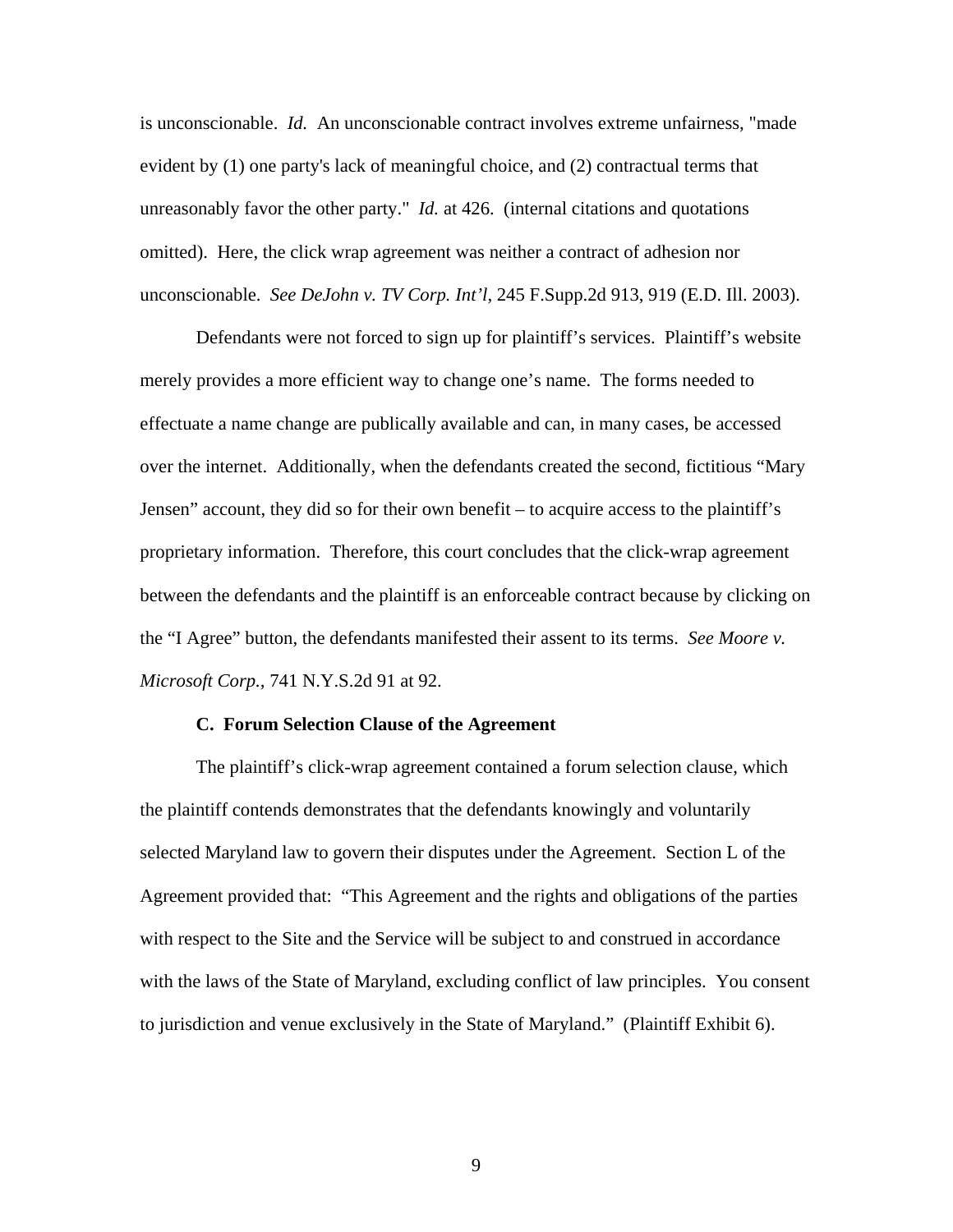is unconscionable. *Id.* An unconscionable contract involves extreme unfairness, "made evident by (1) one party's lack of meaningful choice, and (2) contractual terms that unreasonably favor the other party." *Id.* at 426. (internal citations and quotations omitted). Here, the click wrap agreement was neither a contract of adhesion nor unconscionable. *See DeJohn v. TV Corp. Int'l*, 245 F.Supp.2d 913, 919 (E.D. Ill. 2003).

Defendants were not forced to sign up for plaintiff's services. Plaintiff's website merely provides a more efficient way to change one's name. The forms needed to effectuate a name change are publically available and can, in many cases, be accessed over the internet. Additionally, when the defendants created the second, fictitious "Mary Jensen" account, they did so for their own benefit – to acquire access to the plaintiff's proprietary information. Therefore, this court concludes that the click-wrap agreement between the defendants and the plaintiff is an enforceable contract because by clicking on the "I Agree" button, the defendants manifested their assent to its terms. *See Moore v. Microsoft Corp.,* 741 N.Y.S.2d 91 at 92.

**C. Forum Selection Clause of the Agreement**

The plaintiff's click-wrap agreement contained a forum selection clause, which the plaintiff contends demonstrates that the defendants knowingly and voluntarily selected Maryland law to govern their disputes under the Agreement. Section L of the Agreement provided that: "This Agreement and the rights and obligations of the parties with respect to the Site and the Service will be subject to and construed in accordance with the laws of the State of Maryland, excluding conflict of law principles. You consent to jurisdiction and venue exclusively in the State of Maryland." (Plaintiff Exhibit 6).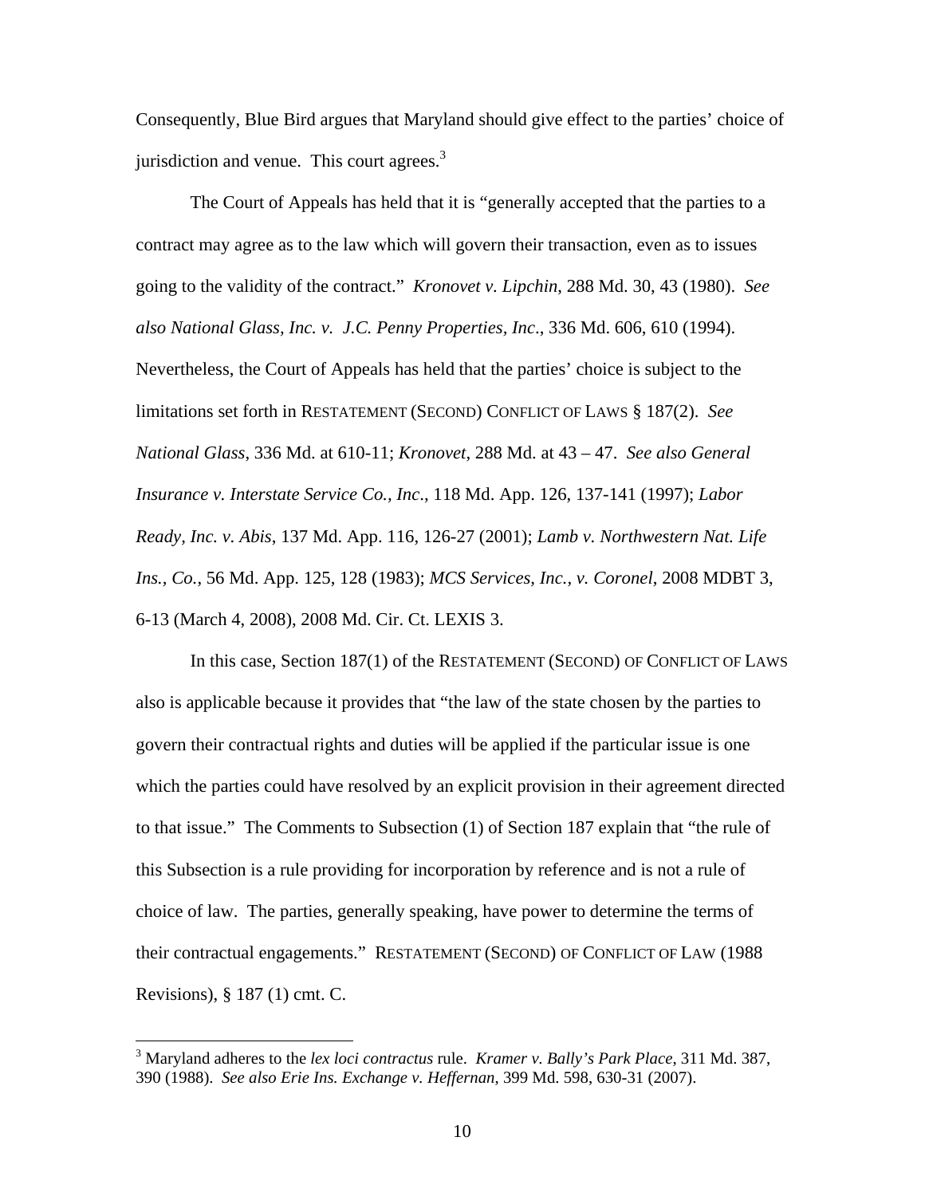Consequently, Blue Bird argues that Maryland should give effect to the parties' choice of jurisdiction and venue. This court agrees.[3]

The Court of Appeals has held that it is "generally accepted that the parties to a contract may agree as to the law which will govern their transaction, even as to issues going to the validity of the contract." *Kronovet v. Lipchin*, 288 Md. 30, 43 (1980). *See also National Glass, Inc. v. J.C. Penny Properties, Inc*., 336 Md. 606, 610 (1994). Nevertheless, the Court of Appeals has held that the parties' choice is subject to the limitations set forth in RESTATEMENT (SECOND) CONFLICT OF LAWS § 187(2). *See National Glass*, 336 Md. at 610-11; *Kronovet*, 288 Md. at 43 – 47. *See also General Insurance v. Interstate Service Co., Inc*., 118 Md. App. 126, 137-141 (1997); *Labor Ready, Inc. v. Abis*, 137 Md. App. 116, 126-27 (2001); *Lamb v. Northwestern Nat. Life Ins., Co.*, 56 Md. App. 125, 128 (1983); *MCS Services, Inc., v. Coronel*, 2008 MDBT 3, 6-13 (March 4, 2008), 2008 Md. Cir. Ct. LEXIS 3.

In this case, Section 187(1) of the RESTATEMENT (SECOND) OF CONFLICT OF LAWS also is applicable because it provides that "the law of the state chosen by the parties to govern their contractual rights and duties will be applied if the particular issue is one which the parties could have resolved by an explicit provision in their agreement directed to that issue." The Comments to Subsection (1) of Section 187 explain that "the rule of this Subsection is a rule providing for incorporation by reference and is not a rule of choice of law. The parties, generally speaking, have power to determine the terms of their contractual engagements." RESTATEMENT (SECOND) OF CONFLICT OF LAW (1988 Revisions), § 187 (1) cmt. C.

---

[3] Maryland adheres to the *lex loci contractus* rule. *Kramer v. Bally's Park Place*, 311 Md. 387, 390 (1988). *See also Erie Ins. Exchange v. Heffernan*, 399 Md. 598, 630-31 (2007).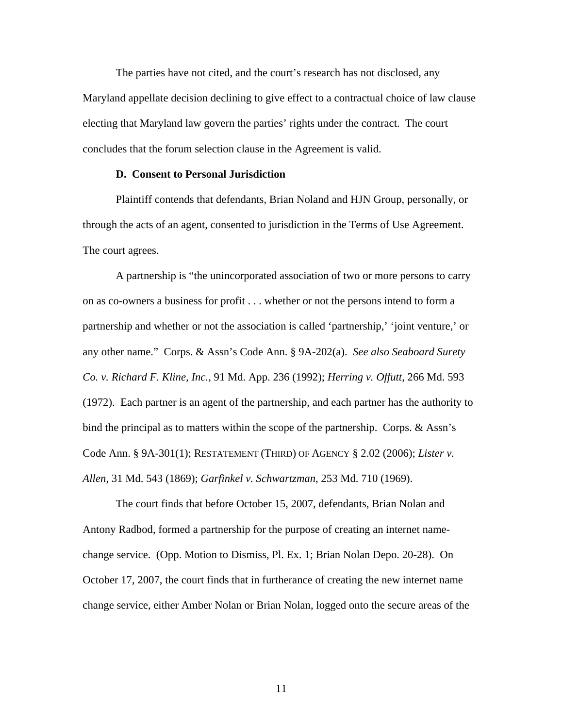The parties have not cited, and the court's research has not disclosed, any Maryland appellate decision declining to give effect to a contractual choice of law clause electing that Maryland law govern the parties' rights under the contract. The court concludes that the forum selection clause in the Agreement is valid.

**D. Consent to Personal Jurisdiction**

Plaintiff contends that defendants, Brian Noland and HJN Group, personally, or through the acts of an agent, consented to jurisdiction in the Terms of Use Agreement. The court agrees.

A partnership is "the unincorporated association of two or more persons to carry on as co-owners a business for profit . . . whether or not the persons intend to form a partnership and whether or not the association is called 'partnership,' 'joint venture,' or any other name." Corps. & Assn's Code Ann. § 9A-202(a). *See also Seaboard Surety Co. v. Richard F. Kline, Inc.*, 91 Md. App. 236 (1992); *Herring v. Offutt,* 266 Md. 593 (1972). Each partner is an agent of the partnership, and each partner has the authority to bind the principal as to matters within the scope of the partnership. Corps. & Assn's Code Ann. § 9A-301(1); RESTATEMENT (THIRD) OF AGENCY § 2.02 (2006); *Lister v. Allen*, 31 Md. 543 (1869); *Garfinkel v. Schwartzman*, 253 Md. 710 (1969).

The court finds that before October 15, 2007, defendants, Brian Nolan and Antony Radbod, formed a partnership for the purpose of creating an internet name-change service. (Opp. Motion to Dismiss, Pl. Ex. 1; Brian Nolan Depo. 20-28). On October 17, 2007, the court finds that in furtherance of creating the new internet name change service, either Amber Nolan or Brian Nolan, logged onto the secure areas of the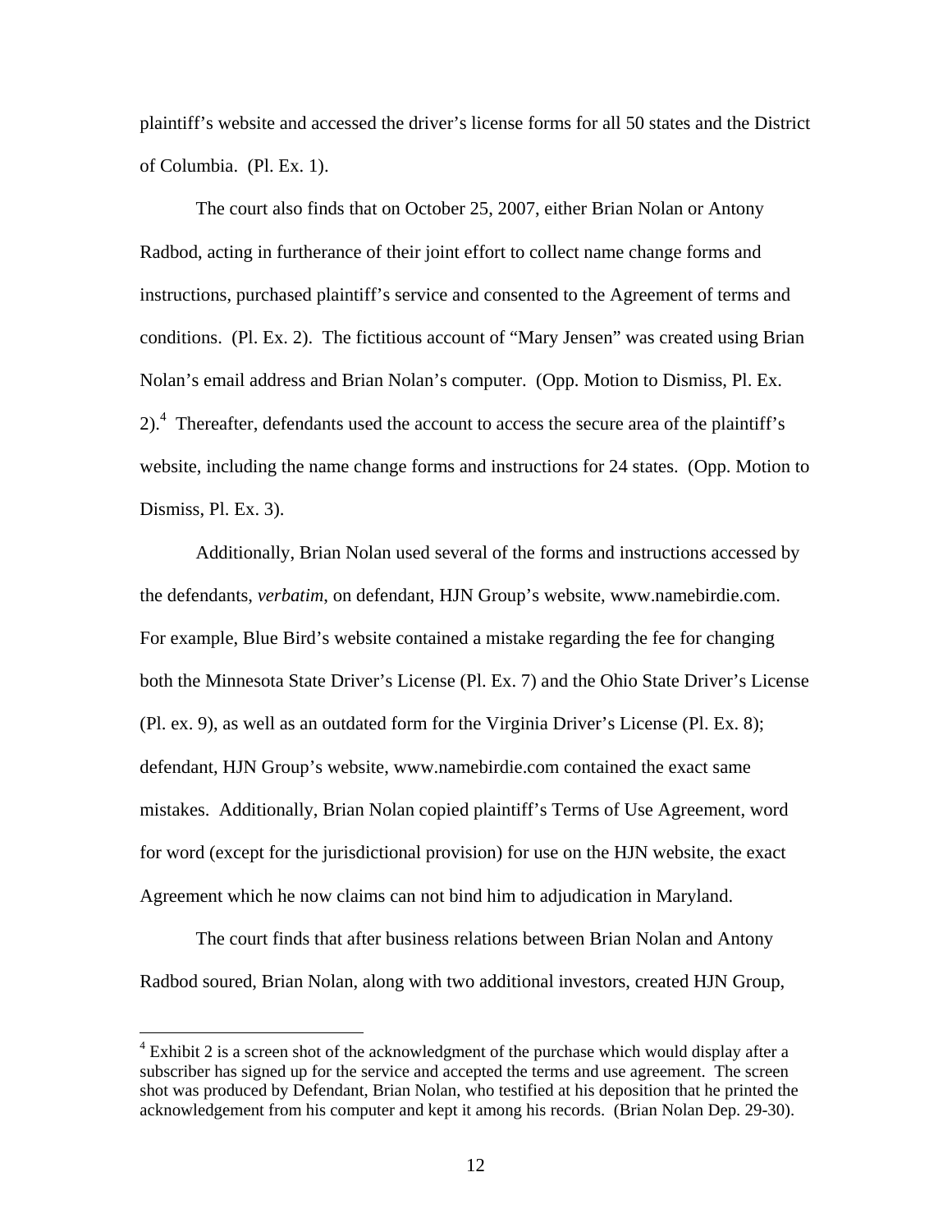plaintiff's website and accessed the driver's license forms for all 50 states and the District of Columbia. (Pl. Ex. 1).

The court also finds that on October 25, 2007, either Brian Nolan or Antony Radbod, acting in furtherance of their joint effort to collect name change forms and instructions, purchased plaintiff's service and consented to the Agreement of terms and conditions. (Pl. Ex. 2). The fictitious account of "Mary Jensen" was created using Brian Nolan's email address and Brian Nolan's computer. (Opp. Motion to Dismiss, Pl. Ex. 2).[4] Thereafter, defendants used the account to access the secure area of the plaintiff's website, including the name change forms and instructions for 24 states. (Opp. Motion to Dismiss, Pl. Ex. 3).

Additionally, Brian Nolan used several of the forms and instructions accessed by the defendants, *verbatim*, on defendant, HJN Group's website, www.namebirdie.com. For example, Blue Bird's website contained a mistake regarding the fee for changing both the Minnesota State Driver's License (Pl. Ex. 7) and the Ohio State Driver's License (Pl. ex. 9), as well as an outdated form for the Virginia Driver's License (Pl. Ex. 8); defendant, HJN Group's website, www.namebirdie.com contained the exact same mistakes. Additionally, Brian Nolan copied plaintiff's Terms of Use Agreement, word for word (except for the jurisdictional provision) for use on the HJN website, the exact Agreement which he now claims can not bind him to adjudication in Maryland.

The court finds that after business relations between Brian Nolan and Antony Radbod soured, Brian Nolan, along with two additional investors, created HJN Group,

---

[4] Exhibit 2 is a screen shot of the acknowledgment of the purchase which would display after a subscriber has signed up for the service and accepted the terms and use agreement. The screen shot was produced by Defendant, Brian Nolan, who testified at his deposition that he printed the acknowledgement from his computer and kept it among his records. (Brian Nolan Dep. 29-30).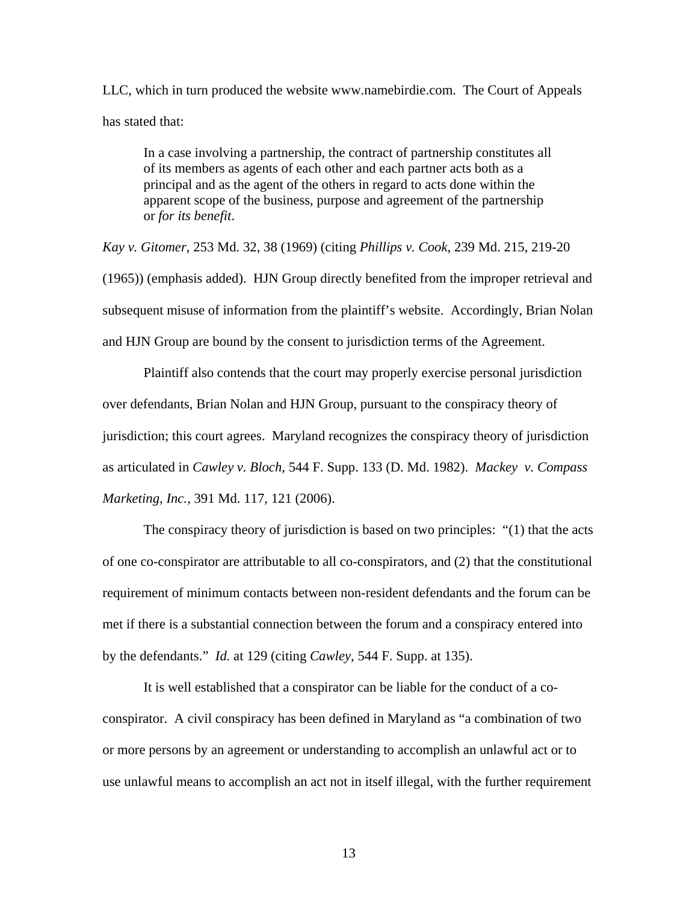LLC, which in turn produced the website www.namebirdie.com. The Court of Appeals has stated that:

> In a case involving a partnership, the contract of partnership constitutes all of its members as agents of each other and each partner acts both as a principal and as the agent of the others in regard to acts done within the apparent scope of the business, purpose and agreement of the partnership or *for its benefit*.

*Kay v. Gitomer*, 253 Md. 32, 38 (1969) (citing *Phillips v. Cook*, 239 Md. 215, 219-20 (1965)) (emphasis added). HJN Group directly benefited from the improper retrieval and subsequent misuse of information from the plaintiff's website. Accordingly, Brian Nolan and HJN Group are bound by the consent to jurisdiction terms of the Agreement.

Plaintiff also contends that the court may properly exercise personal jurisdiction over defendants, Brian Nolan and HJN Group, pursuant to the conspiracy theory of jurisdiction; this court agrees. Maryland recognizes the conspiracy theory of jurisdiction as articulated in *Cawley v. Bloch,* 544 F. Supp. 133 (D. Md. 1982). *Mackey v. Compass Marketing, Inc.*, 391 Md. 117, 121 (2006).

The conspiracy theory of jurisdiction is based on two principles: "(1) that the acts of one co-conspirator are attributable to all co-conspirators, and (2) that the constitutional requirement of minimum contacts between non-resident defendants and the forum can be met if there is a substantial connection between the forum and a conspiracy entered into by the defendants." *Id.* at 129 (citing *Cawley*, 544 F. Supp. at 135).

It is well established that a conspirator can be liable for the conduct of a co-conspirator. A civil conspiracy has been defined in Maryland as "a combination of two or more persons by an agreement or understanding to accomplish an unlawful act or to use unlawful means to accomplish an act not in itself illegal, with the further requirement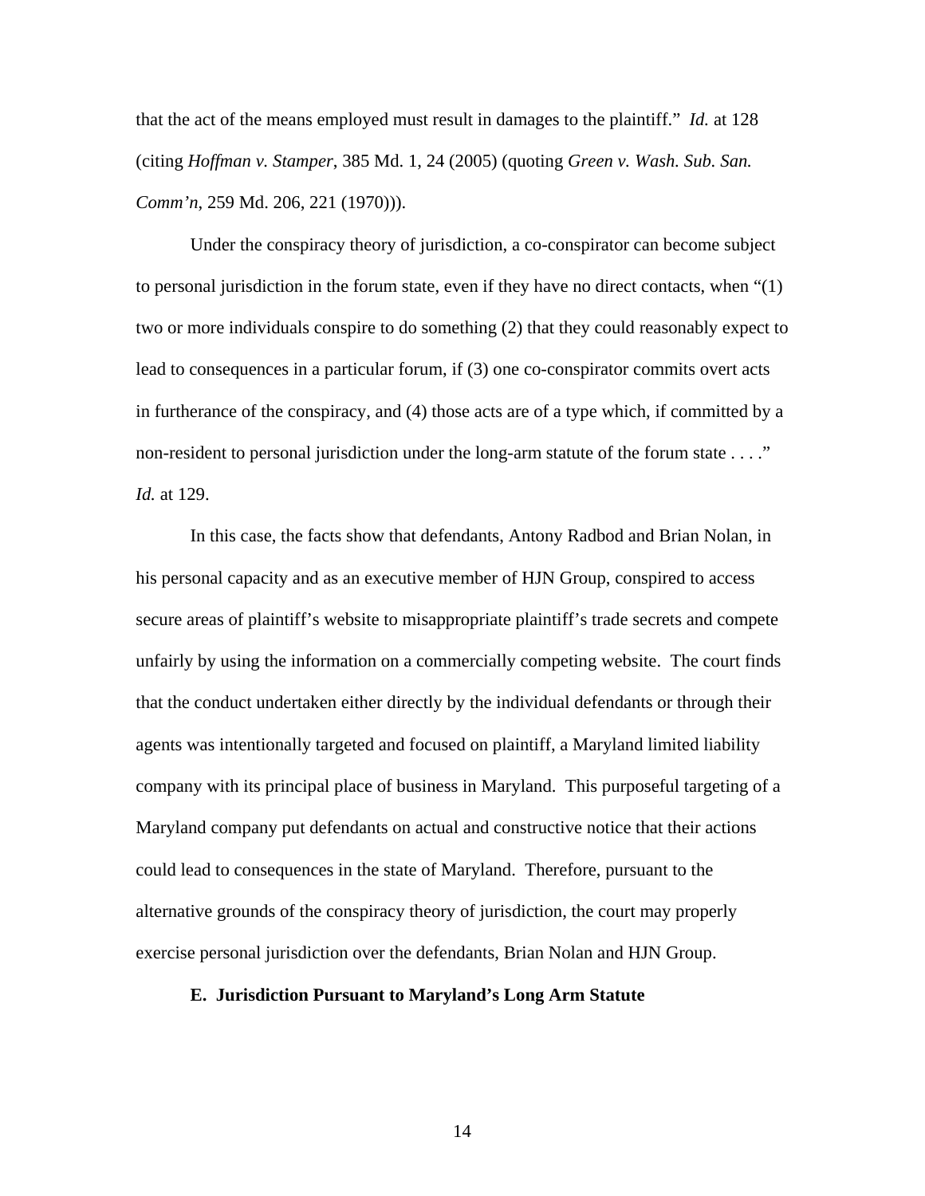that the act of the means employed must result in damages to the plaintiff." *Id.* at 128 (citing *Hoffman v. Stamper*, 385 Md. 1, 24 (2005) (quoting *Green v. Wash. Sub. San. Comm'n*, 259 Md. 206, 221 (1970))).

Under the conspiracy theory of jurisdiction, a co-conspirator can become subject to personal jurisdiction in the forum state, even if they have no direct contacts, when "(1) two or more individuals conspire to do something (2) that they could reasonably expect to lead to consequences in a particular forum, if (3) one co-conspirator commits overt acts in furtherance of the conspiracy, and (4) those acts are of a type which, if committed by a non-resident to personal jurisdiction under the long-arm statute of the forum state . . . ." *Id.* at 129.

In this case, the facts show that defendants, Antony Radbod and Brian Nolan, in his personal capacity and as an executive member of HJN Group, conspired to access secure areas of plaintiff's website to misappropriate plaintiff's trade secrets and compete unfairly by using the information on a commercially competing website. The court finds that the conduct undertaken either directly by the individual defendants or through their agents was intentionally targeted and focused on plaintiff, a Maryland limited liability company with its principal place of business in Maryland. This purposeful targeting of a Maryland company put defendants on actual and constructive notice that their actions could lead to consequences in the state of Maryland. Therefore, pursuant to the alternative grounds of the conspiracy theory of jurisdiction, the court may properly exercise personal jurisdiction over the defendants, Brian Nolan and HJN Group.

**E. Jurisdiction Pursuant to Maryland's Long Arm Statute**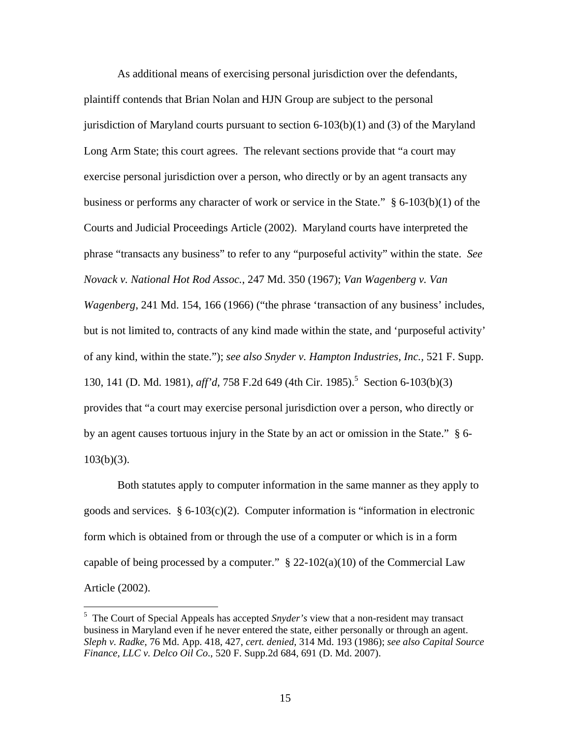As additional means of exercising personal jurisdiction over the defendants, plaintiff contends that Brian Nolan and HJN Group are subject to the personal jurisdiction of Maryland courts pursuant to section 6-103(b)(1) and (3) of the Maryland Long Arm State; this court agrees. The relevant sections provide that "a court may exercise personal jurisdiction over a person, who directly or by an agent transacts any business or performs any character of work or service in the State." § 6-103(b)(1) of the Courts and Judicial Proceedings Article (2002). Maryland courts have interpreted the phrase "transacts any business" to refer to any "purposeful activity" within the state. *See Novack v. National Hot Rod Assoc.*, 247 Md. 350 (1967); *Van Wagenberg v. Van Wagenberg*, 241 Md. 154, 166 (1966) ("the phrase 'transaction of any business' includes, but is not limited to, contracts of any kind made within the state, and 'purposeful activity' of any kind, within the state."); *see also Snyder v. Hampton Industries, Inc.*, 521 F. Supp. 130, 141 (D. Md. 1981), *aff'd*, 758 F.2d 649 (4th Cir. 1985).[5] Section 6-103(b)(3) provides that "a court may exercise personal jurisdiction over a person, who directly or by an agent causes tortuous injury in the State by an act or omission in the State." § 6-103(b)(3).

Both statutes apply to computer information in the same manner as they apply to goods and services. § 6-103(c)(2). Computer information is "information in electronic form which is obtained from or through the use of a computer or which is in a form capable of being processed by a computer." § 22-102(a)(10) of the Commercial Law Article (2002).

---

[5] The Court of Special Appeals has accepted *Snyder's* view that a non-resident may transact business in Maryland even if he never entered the state, either personally or through an agent. *Sleph v. Radke*, 76 Md. App. 418, 427, *cert. denied*, 314 Md. 193 (1986); *see also Capital Source Finance, LLC v. Delco Oil Co*., 520 F. Supp.2d 684, 691 (D. Md. 2007).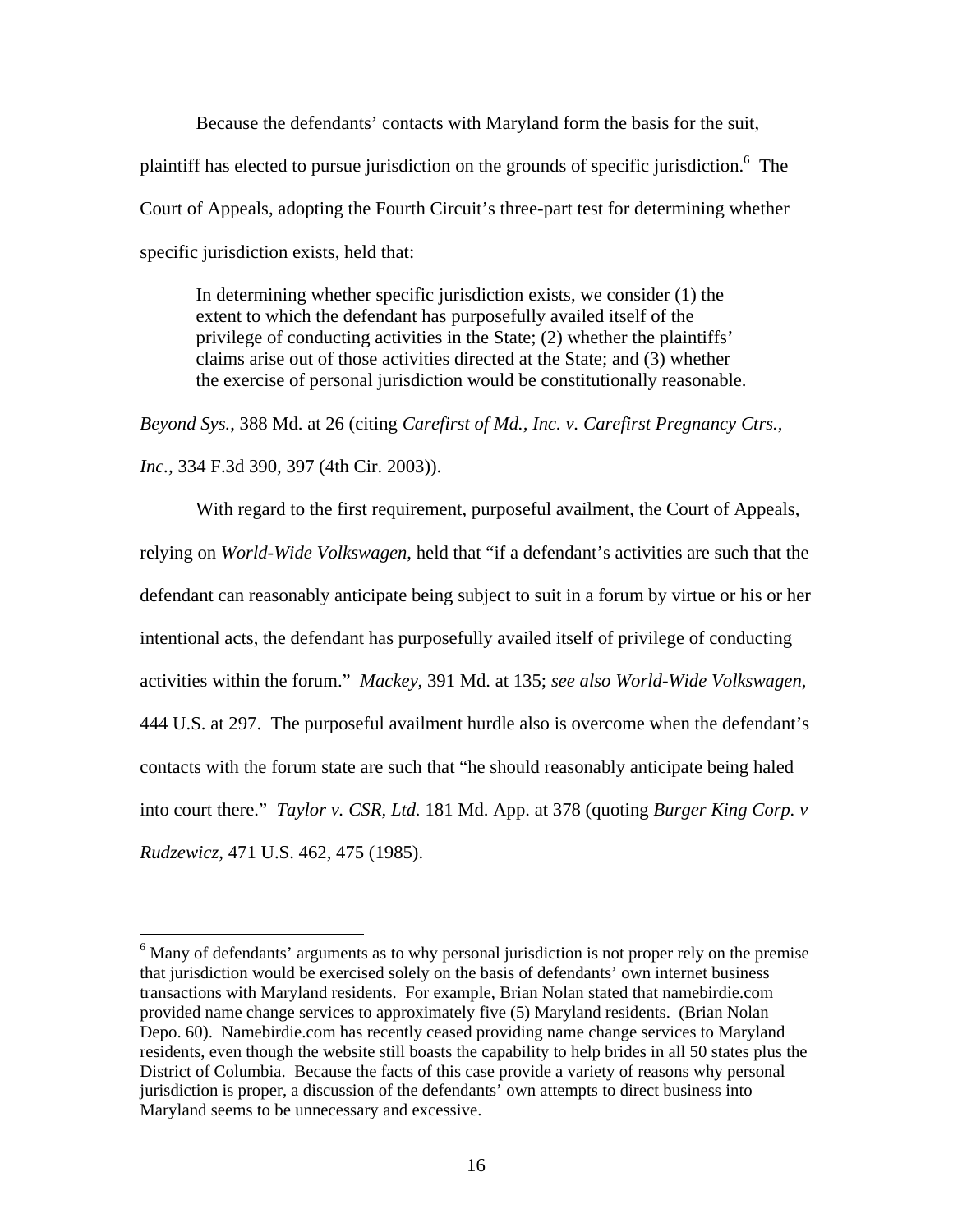Because the defendants' contacts with Maryland form the basis for the suit, plaintiff has elected to pursue jurisdiction on the grounds of specific jurisdiction.[6] The Court of Appeals, adopting the Fourth Circuit's three-part test for determining whether specific jurisdiction exists, held that:

> In determining whether specific jurisdiction exists, we consider (1) the extent to which the defendant has purposefully availed itself of the privilege of conducting activities in the State; (2) whether the plaintiffs' claims arise out of those activities directed at the State; and (3) whether the exercise of personal jurisdiction would be constitutionally reasonable.

*Beyond Sys.*, 388 Md. at 26 (citing *Carefirst of Md., Inc. v. Carefirst Pregnancy Ctrs., Inc.*, 334 F.3d 390, 397 (4th Cir. 2003)).

With regard to the first requirement, purposeful availment, the Court of Appeals, relying on *World-Wide Volkswagen*, held that "if a defendant's activities are such that the defendant can reasonably anticipate being subject to suit in a forum by virtue or his or her intentional acts, the defendant has purposefully availed itself of privilege of conducting activities within the forum." *Mackey*, 391 Md. at 135; *see also World-Wide Volkswagen*, 444 U.S. at 297. The purposeful availment hurdle also is overcome when the defendant's contacts with the forum state are such that "he should reasonably anticipate being haled into court there." *Taylor v. CSR, Ltd.* 181 Md. App. at 378 (quoting *Burger King Corp. v Rudzewicz*, 471 U.S. 462, 475 (1985).

---

[6] Many of defendants' arguments as to why personal jurisdiction is not proper rely on the premise that jurisdiction would be exercised solely on the basis of defendants' own internet business transactions with Maryland residents. For example, Brian Nolan stated that namebirdie.com provided name change services to approximately five (5) Maryland residents. (Brian Nolan Depo. 60). Namebirdie.com has recently ceased providing name change services to Maryland residents, even though the website still boasts the capability to help brides in all 50 states plus the District of Columbia. Because the facts of this case provide a variety of reasons why personal jurisdiction is proper, a discussion of the defendants' own attempts to direct business into Maryland seems to be unnecessary and excessive.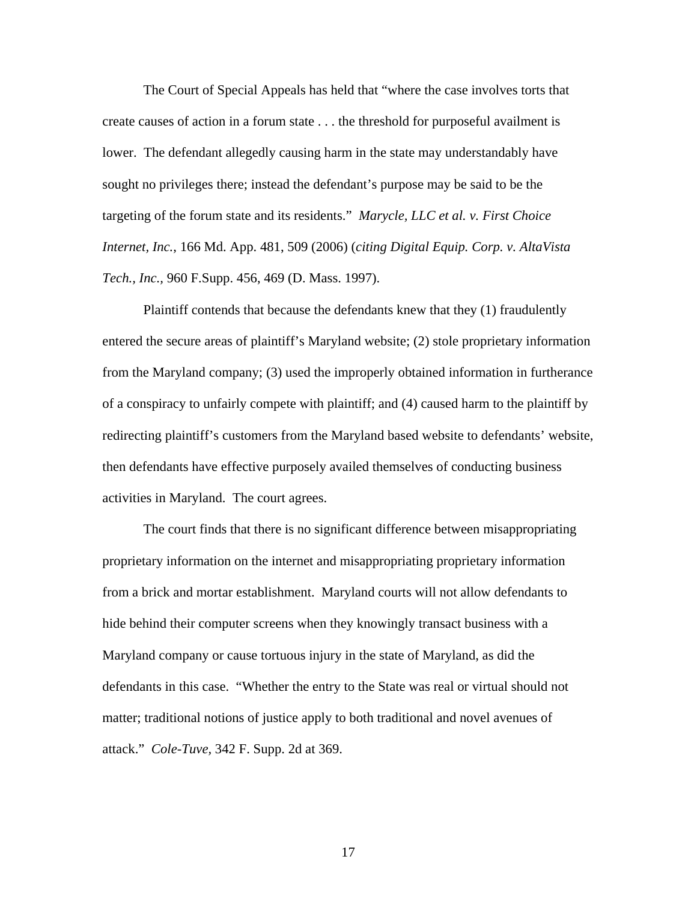The Court of Special Appeals has held that "where the case involves torts that create causes of action in a forum state . . . the threshold for purposeful availment is lower. The defendant allegedly causing harm in the state may understandably have sought no privileges there; instead the defendant's purpose may be said to be the targeting of the forum state and its residents." *Marycle, LLC et al. v. First Choice Internet, Inc.*, 166 Md. App. 481, 509 (2006) (*citing Digital Equip. Corp. v. AltaVista Tech., Inc.*, 960 F.Supp. 456, 469 (D. Mass. 1997).

Plaintiff contends that because the defendants knew that they (1) fraudulently entered the secure areas of plaintiff's Maryland website; (2) stole proprietary information from the Maryland company; (3) used the improperly obtained information in furtherance of a conspiracy to unfairly compete with plaintiff; and (4) caused harm to the plaintiff by redirecting plaintiff's customers from the Maryland based website to defendants' website, then defendants have effective purposely availed themselves of conducting business activities in Maryland. The court agrees.

The court finds that there is no significant difference between misappropriating proprietary information on the internet and misappropriating proprietary information from a brick and mortar establishment. Maryland courts will not allow defendants to hide behind their computer screens when they knowingly transact business with a Maryland company or cause tortuous injury in the state of Maryland, as did the defendants in this case. "Whether the entry to the State was real or virtual should not matter; traditional notions of justice apply to both traditional and novel avenues of attack." *Cole-Tuve*, 342 F. Supp. 2d at 369.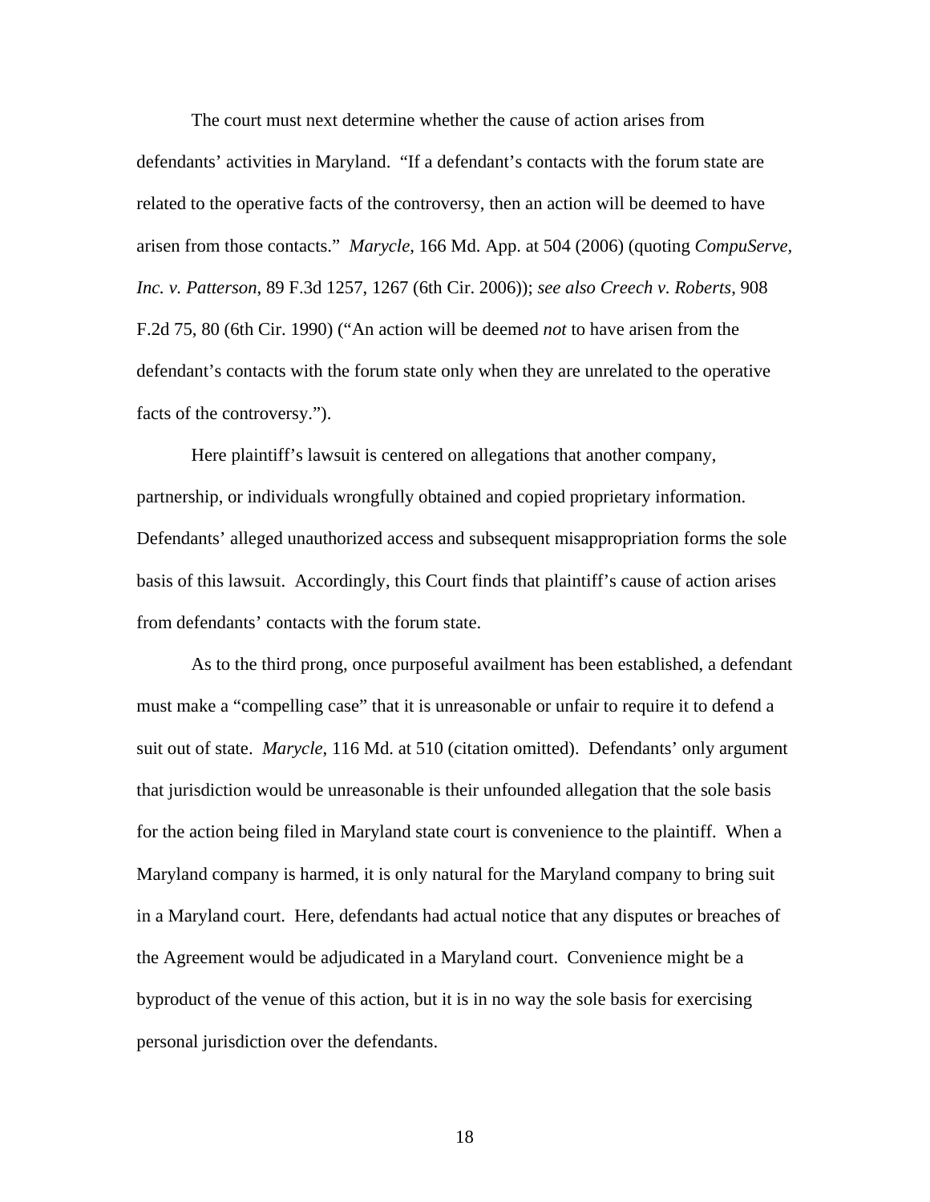The court must next determine whether the cause of action arises from defendants' activities in Maryland. "If a defendant's contacts with the forum state are related to the operative facts of the controversy, then an action will be deemed to have arisen from those contacts." *Marycle*, 166 Md. App. at 504 (2006) (quoting *CompuServe, Inc. v. Patterson*, 89 F.3d 1257, 1267 (6th Cir. 2006)); *see also Creech v. Roberts*, 908 F.2d 75, 80 (6th Cir. 1990) ("An action will be deemed *not* to have arisen from the defendant's contacts with the forum state only when they are unrelated to the operative facts of the controversy.").

Here plaintiff's lawsuit is centered on allegations that another company, partnership, or individuals wrongfully obtained and copied proprietary information. Defendants' alleged unauthorized access and subsequent misappropriation forms the sole basis of this lawsuit. Accordingly, this Court finds that plaintiff's cause of action arises from defendants' contacts with the forum state.

As to the third prong, once purposeful availment has been established, a defendant must make a "compelling case" that it is unreasonable or unfair to require it to defend a suit out of state. *Marycle*, 116 Md. at 510 (citation omitted). Defendants' only argument that jurisdiction would be unreasonable is their unfounded allegation that the sole basis for the action being filed in Maryland state court is convenience to the plaintiff. When a Maryland company is harmed, it is only natural for the Maryland company to bring suit in a Maryland court. Here, defendants had actual notice that any disputes or breaches of the Agreement would be adjudicated in a Maryland court. Convenience might be a byproduct of the venue of this action, but it is in no way the sole basis for exercising personal jurisdiction over the defendants.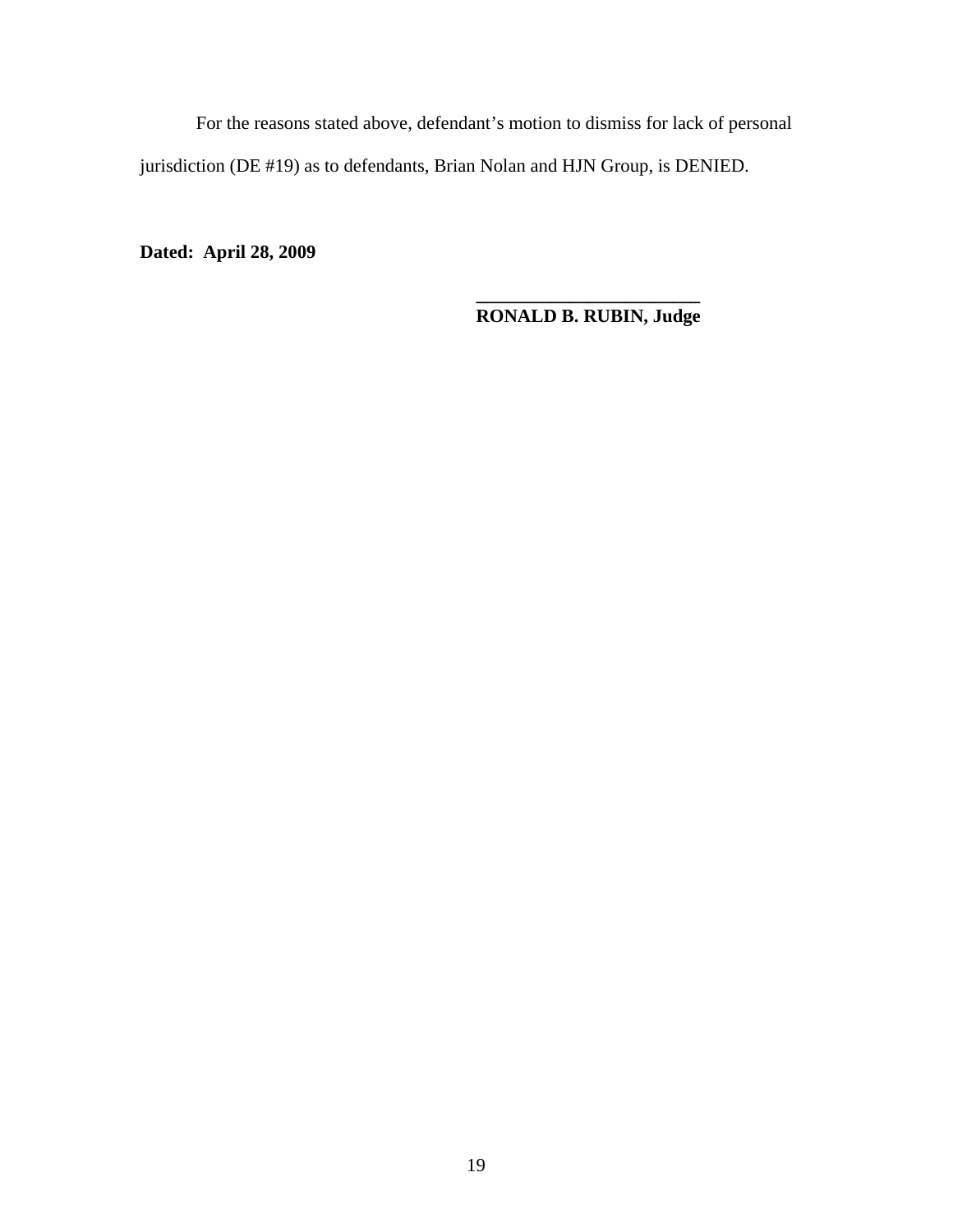For the reasons stated above, defendant's motion to dismiss for lack of personal jurisdiction (DE #19) as to defendants, Brian Nolan and HJN Group, is DENIED.

**Dated: April 28, 2009**

**______________________**
**RONALD B. RUBIN, Judge**